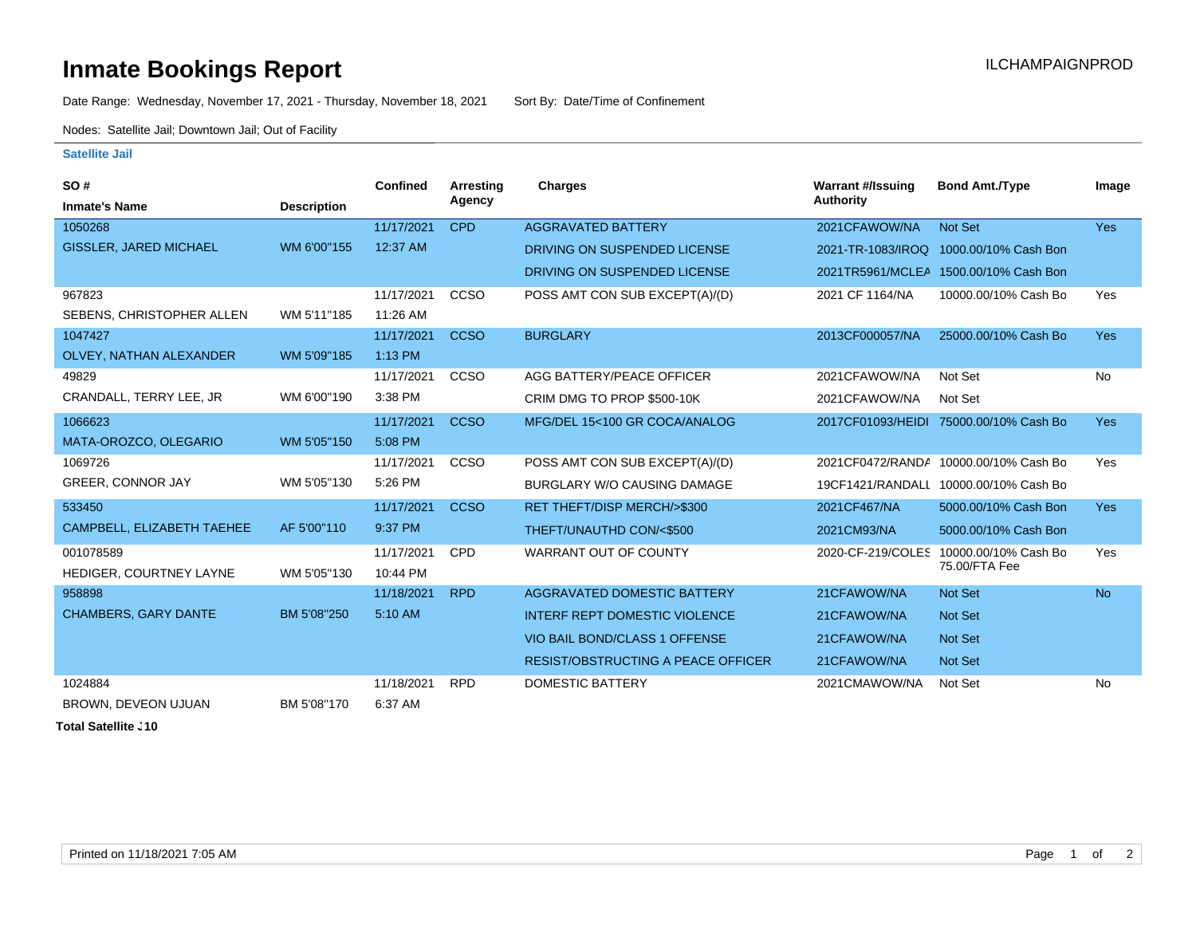# Inmate Bookings Report

ILCHAMPAIGNPROD

Date Range: Wednesday, November 17, 2021 - Thursday, November 18, 2021 Sort By: Date/Time of Confinement

Nodes: Satellite Jail; Downtown Jail; Out of Facility

## Satellite Jail

| SO # / Inmate's Name | Description | Confined | Arresting Agency | Charges | Warrant #/Issuing Authority | Bond Amt./Type | Image |
|---|---|---|---|---|---|---|---|
| 1050268 GISSLER, JARED MICHAEL | WM 6'00"155 | 11/17/2021 12:37 AM | CPD | AGGRAVATED BATTERY | 2021CFAWOW/NA | Not Set | Yes |
| | | | | DRIVING ON SUSPENDED LICENSE | 2021-TR-1083/IROQ | 1000.00/10% Cash Bon | |
| | | | | DRIVING ON SUSPENDED LICENSE | 2021TR5961/MCLEA | 1500.00/10% Cash Bon | |
| 967823 SEBENS, CHRISTOPHER ALLEN | WM 5'11"185 | 11/17/2021 11:26 AM | CCSO | POSS AMT CON SUB EXCEPT(A)/(D) | 2021 CF 1164/NA | 10000.00/10% Cash Bo | Yes |
| 1047427 OLVEY, NATHAN ALEXANDER | WM 5'09"185 | 11/17/2021 1:13 PM | CCSO | BURGLARY | 2013CF000057/NA | 25000.00/10% Cash Bo | Yes |
| 49829 CRANDALL, TERRY LEE, JR | WM 6'00"190 | 11/17/2021 3:38 PM | CCSO | AGG BATTERY/PEACE OFFICER | 2021CFAWOW/NA | Not Set | No |
| | | | | CRIM DMG TO PROP $500-10K | 2021CFAWOW/NA | Not Set | |
| 1066623 MATA-OROZCO, OLEGARIO | WM 5'05"150 | 11/17/2021 5:08 PM | CCSO | MFG/DEL 15<100 GR COCA/ANALOG | 2017CF01093/HEIDI | 75000.00/10% Cash Bo | Yes |
| 1069726 GREER, CONNOR JAY | WM 5'05"130 | 11/17/2021 5:26 PM | CCSO | POSS AMT CON SUB EXCEPT(A)/(D) | 2021CF0472/RANDA | 10000.00/10% Cash Bo | Yes |
| | | | | BURGLARY W/O CAUSING DAMAGE | 19CF1421/RANDALL | 10000.00/10% Cash Bo | |
| 533450 CAMPBELL, ELIZABETH TAEHEE | AF 5'00"110 | 11/17/2021 9:37 PM | CCSO | RET THEFT/DISP MERCH/>$300 | 2021CF467/NA | 5000.00/10% Cash Bon | Yes |
| | | | | THEFT/UNAUTHD CON/<$500 | 2021CM93/NA | 5000.00/10% Cash Bon | |
| 001078589 HEDIGER, COURTNEY LAYNE | WM 5'05"130 | 11/17/2021 10:44 PM | CPD | WARRANT OUT OF COUNTY | 2020-CF-219/COLES | 10000.00/10% Cash Bo 75.00/FTA Fee | Yes |
| 958898 CHAMBERS, GARY DANTE | BM 5'08"250 | 11/18/2021 5:10 AM | RPD | AGGRAVATED DOMESTIC BATTERY | 21CFAWOW/NA | Not Set | No |
| | | | | INTERF REPT DOMESTIC VIOLENCE | 21CFAWOW/NA | Not Set | |
| | | | | VIO BAIL BOND/CLASS 1 OFFENSE | 21CFAWOW/NA | Not Set | |
| | | | | RESIST/OBSTRUCTING A PEACE OFFICER | 21CFAWOW/NA | Not Set | |
| 1024884 BROWN, DEVEON UJUAN | BM 5'08"170 | 11/18/2021 6:37 AM | RPD | DOMESTIC BATTERY | 2021CMAWOW/NA | Not Set | No |

**Total Satellite J10**

Printed on 11/18/2021 7:05 AM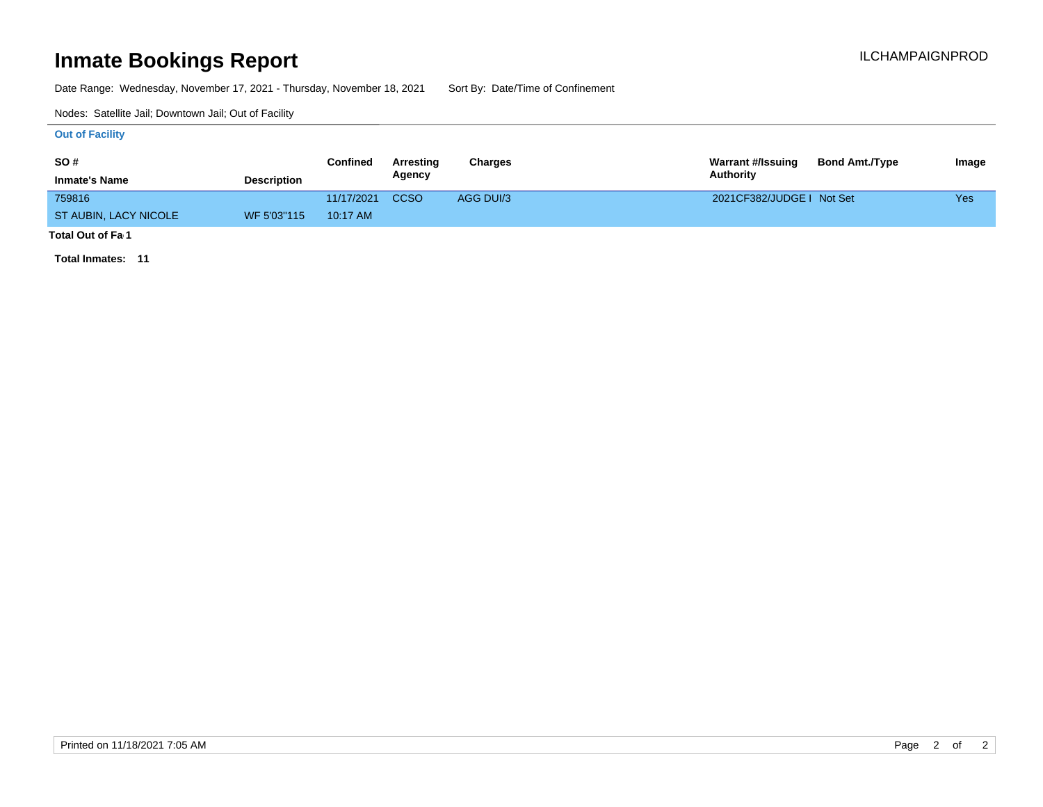# Inmate Bookings Report

ILCHAMPAIGNPROD

Date Range: Wednesday, November 17, 2021 - Thursday, November 18, 2021 Sort By: Date/Time of Confinement

Nodes: Satellite Jail; Downtown Jail; Out of Facility

### Out of Facility

| SO # / Inmate's Name | Description | Confined | Arresting Agency | Charges | Warrant #/Issuing Authority | Bond Amt./Type | Image |
|---|---|---|---|---|---|---|---|
| 759816 | | 11/17/2021 | CCSO | AGG DUI/3 | 2021CF382/JUDGE I | Not Set | Yes |
| ST AUBIN, LACY NICOLE | WF 5'03"115 | 10:17 AM | | | | | |

**Total Out of Fa 1**

**Total Inmates: 11**